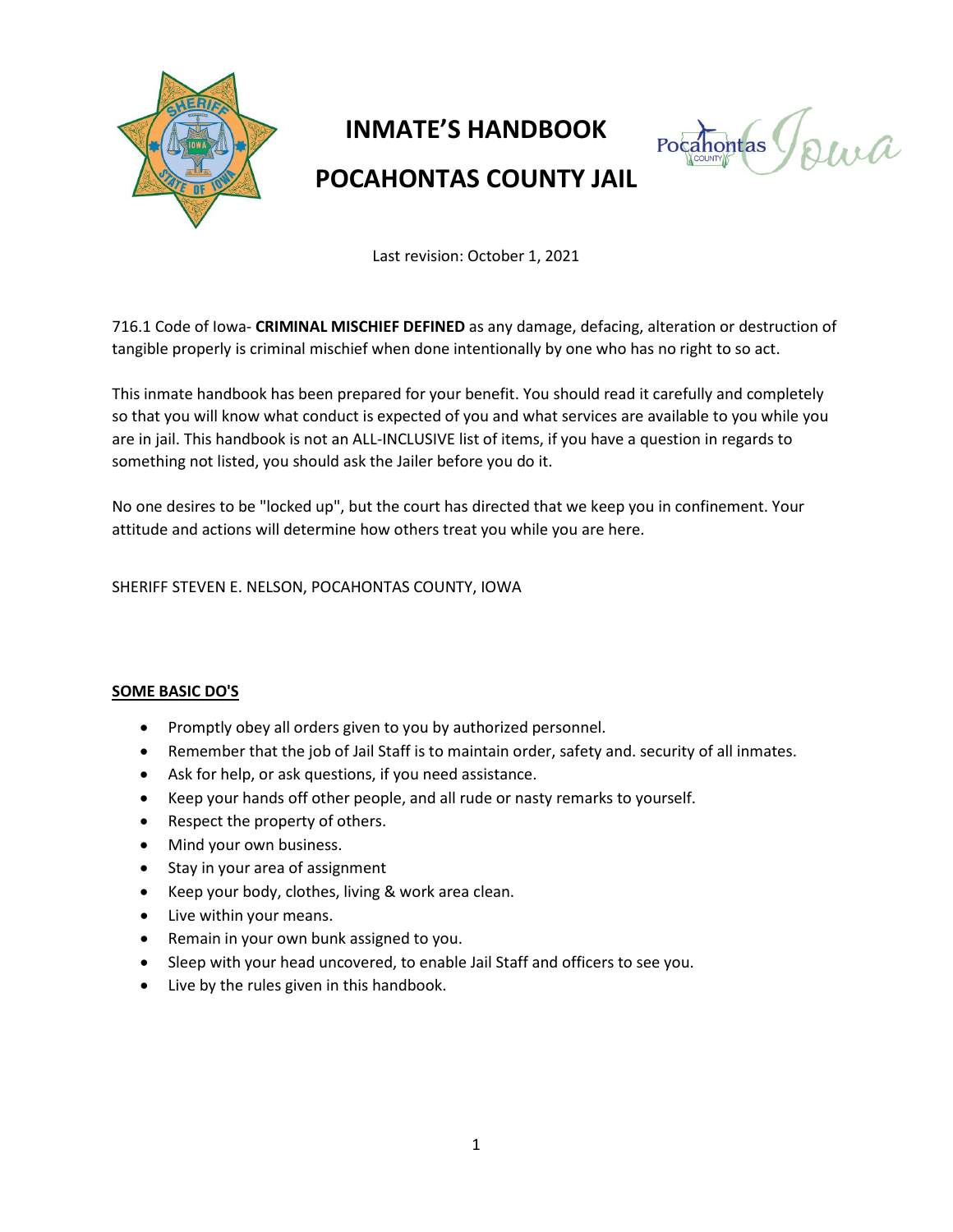# INMATE'S HANDBOOK

# POCAHONTAS COUNTY JAIL

Last revision: October 1, 2021

716.1 Code of Iowa- **CRIMINAL MISCHIEF DEFINED** as any damage, defacing, alteration or destruction of tangible properly is criminal mischief when done intentionally by one who has no right to so act.

This inmate handbook has been prepared for your benefit. You should read it carefully and completely so that you will know what conduct is expected of you and what services are available to you while you are in jail. This handbook is not an ALL-INCLUSIVE list of items, if you have a question in regards to something not listed, you should ask the Jailer before you do it.

No one desires to be "locked up", but the court has directed that we keep you in confinement. Your attitude and actions will determine how others treat you while you are here.

SHERIFF STEVEN E. NELSON, POCAHONTAS COUNTY, IOWA

## SOME BASIC DO'S

- Promptly obey all orders given to you by authorized personnel.
- Remember that the job of Jail Staff is to maintain order, safety and. security of all inmates.
- Ask for help, or ask questions, if you need assistance.
- Keep your hands off other people, and all rude or nasty remarks to yourself.
- Respect the property of others.
- Mind your own business.
- Stay in your area of assignment
- Keep your body, clothes, living & work area clean.
- Live within your means.
- Remain in your own bunk assigned to you.
- Sleep with your head uncovered, to enable Jail Staff and officers to see you.
- Live by the rules given in this handbook.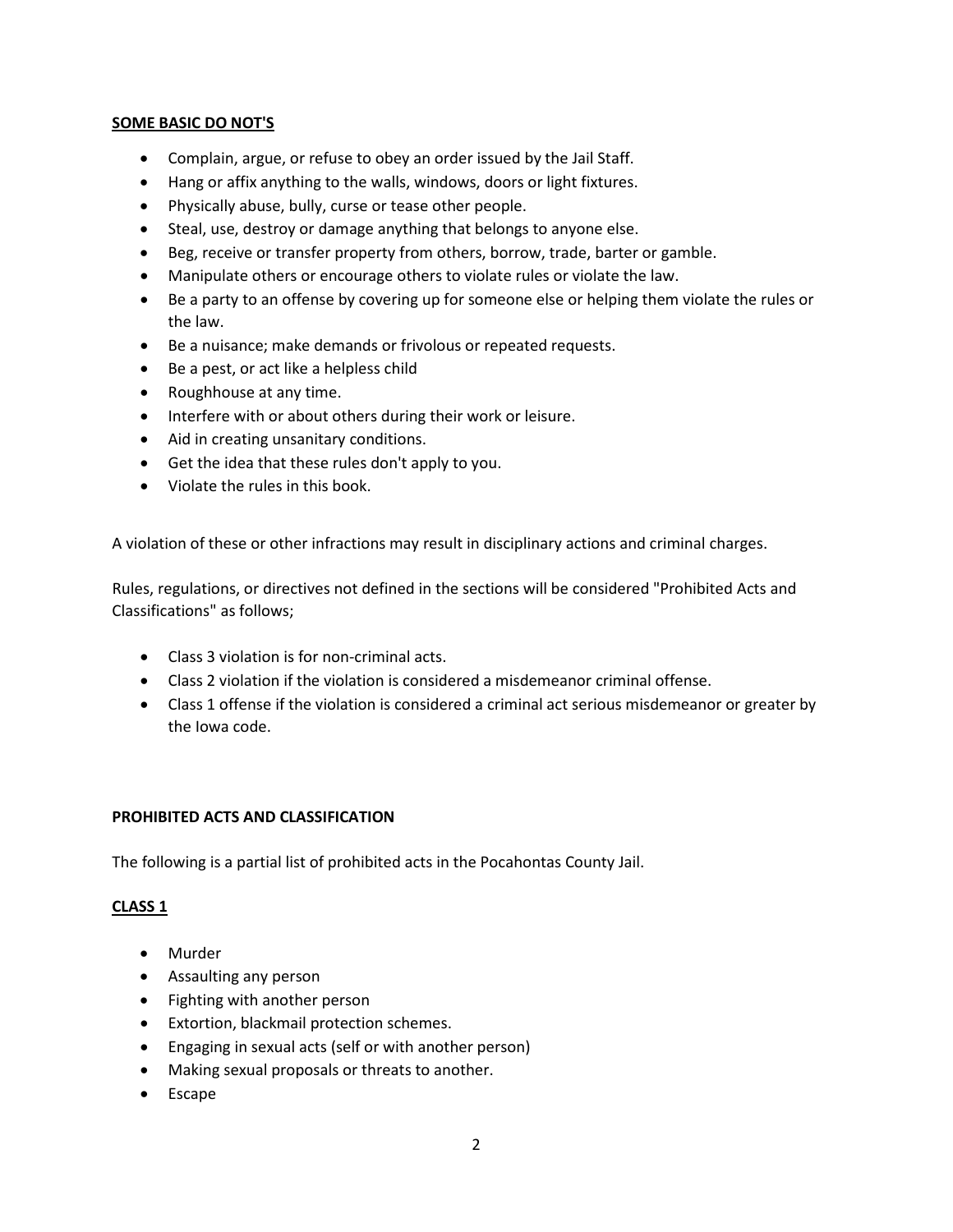## SOME BASIC DO NOT'S

- Complain, argue, or refuse to obey an order issued by the Jail Staff.
- Hang or affix anything to the walls, windows, doors or light fixtures.
- Physically abuse, bully, curse or tease other people.
- Steal, use, destroy or damage anything that belongs to anyone else.
- Beg, receive or transfer property from others, borrow, trade, barter or gamble.
- Manipulate others or encourage others to violate rules or violate the law.
- Be a party to an offense by covering up for someone else or helping them violate the rules or the law.
- Be a nuisance; make demands or frivolous or repeated requests.
- Be a pest, or act like a helpless child
- Roughhouse at any time.
- Interfere with or about others during their work or leisure.
- Aid in creating unsanitary conditions.
- Get the idea that these rules don't apply to you.
- Violate the rules in this book.

A violation of these or other infractions may result in disciplinary actions and criminal charges.

Rules, regulations, or directives not defined in the sections will be considered "Prohibited Acts and Classifications" as follows;

- Class 3 violation is for non-criminal acts.
- Class 2 violation if the violation is considered a misdemeanor criminal offense.
- Class 1 offense if the violation is considered a criminal act serious misdemeanor or greater by the Iowa code.

## PROHIBITED ACTS AND CLASSIFICATION

The following is a partial list of prohibited acts in the Pocahontas County Jail.

### CLASS 1

- Murder
- Assaulting any person
- Fighting with another person
- Extortion, blackmail protection schemes.
- Engaging in sexual acts (self or with another person)
- Making sexual proposals or threats to another.
- Escape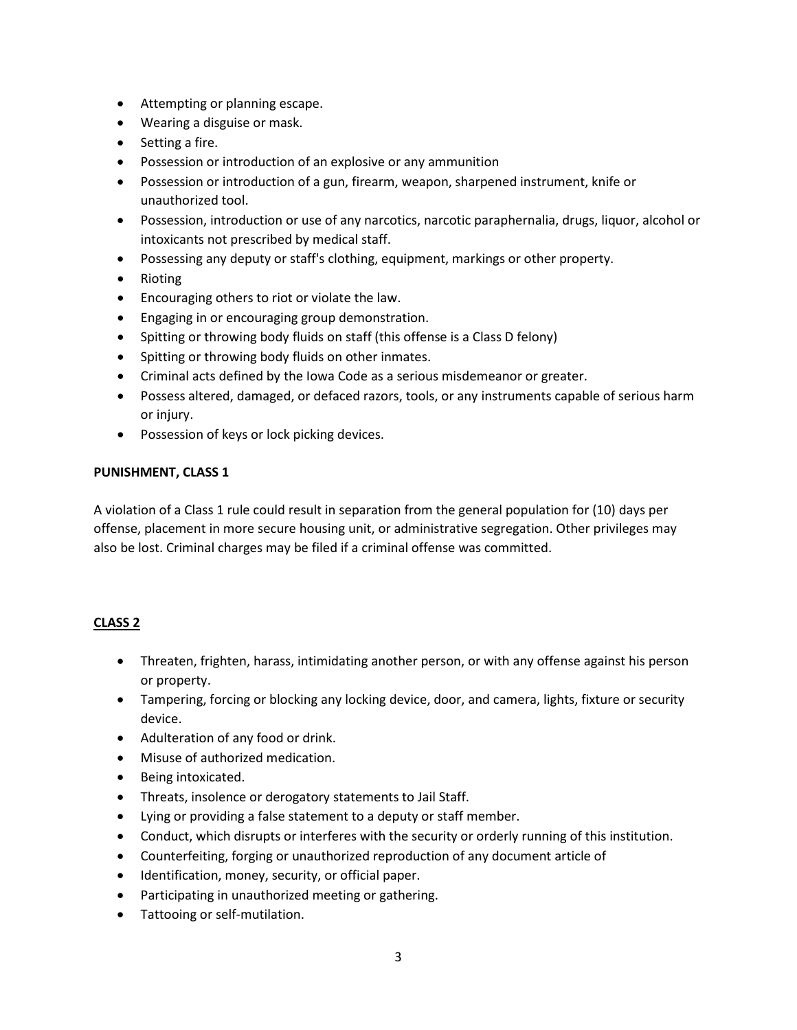- Attempting or planning escape.
- Wearing a disguise or mask.
- Setting a fire.
- Possession or introduction of an explosive or any ammunition
- Possession or introduction of a gun, firearm, weapon, sharpened instrument, knife or unauthorized tool.
- Possession, introduction or use of any narcotics, narcotic paraphernalia, drugs, liquor, alcohol or intoxicants not prescribed by medical staff.
- Possessing any deputy or staff's clothing, equipment, markings or other property.
- Rioting
- Encouraging others to riot or violate the law.
- Engaging in or encouraging group demonstration.
- Spitting or throwing body fluids on staff (this offense is a Class D felony)
- Spitting or throwing body fluids on other inmates.
- Criminal acts defined by the Iowa Code as a serious misdemeanor or greater.
- Possess altered, damaged, or defaced razors, tools, or any instruments capable of serious harm or injury.
- Possession of keys or lock picking devices.

**PUNISHMENT, CLASS 1**

A violation of a Class 1 rule could result in separation from the general population for (10) days per offense, placement in more secure housing unit, or administrative segregation. Other privileges may also be lost. Criminal charges may be filed if a criminal offense was committed.

**<u>CLASS 2</u>**

- Threaten, frighten, harass, intimidating another person, or with any offense against his person or property.
- Tampering, forcing or blocking any locking device, door, and camera, lights, fixture or security device.
- Adulteration of any food or drink.
- Misuse of authorized medication.
- Being intoxicated.
- Threats, insolence or derogatory statements to Jail Staff.
- Lying or providing a false statement to a deputy or staff member.
- Conduct, which disrupts or interferes with the security or orderly running of this institution.
- Counterfeiting, forging or unauthorized reproduction of any document article of
- Identification, money, security, or official paper.
- Participating in unauthorized meeting or gathering.
- Tattooing or self-mutilation.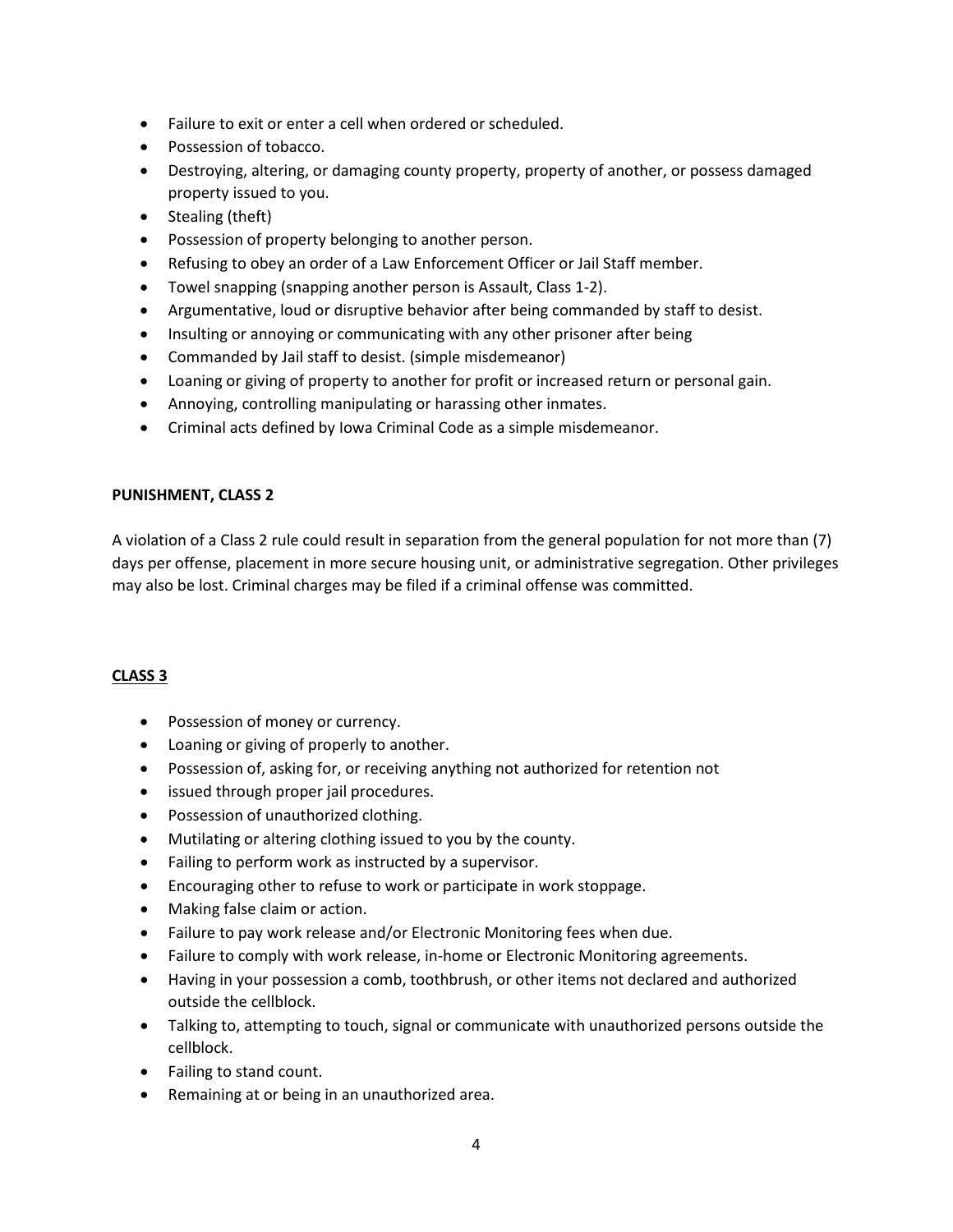- Failure to exit or enter a cell when ordered or scheduled.
- Possession of tobacco.
- Destroying, altering, or damaging county property, property of another, or possess damaged property issued to you.
- Stealing (theft)
- Possession of property belonging to another person.
- Refusing to obey an order of a Law Enforcement Officer or Jail Staff member.
- Towel snapping (snapping another person is Assault, Class 1-2).
- Argumentative, loud or disruptive behavior after being commanded by staff to desist.
- Insulting or annoying or communicating with any other prisoner after being
- Commanded by Jail staff to desist. (simple misdemeanor)
- Loaning or giving of property to another for profit or increased return or personal gain.
- Annoying, controlling manipulating or harassing other inmates.
- Criminal acts defined by Iowa Criminal Code as a simple misdemeanor.

**PUNISHMENT, CLASS 2**

A violation of a Class 2 rule could result in separation from the general population for not more than (7) days per offense, placement in more secure housing unit, or administrative segregation. Other privileges may also be lost. Criminal charges may be filed if a criminal offense was committed.

**<u>CLASS 3</u>**

- Possession of money or currency.
- Loaning or giving of properly to another.
- Possession of, asking for, or receiving anything not authorized for retention not
- issued through proper jail procedures.
- Possession of unauthorized clothing.
- Mutilating or altering clothing issued to you by the county.
- Failing to perform work as instructed by a supervisor.
- Encouraging other to refuse to work or participate in work stoppage.
- Making false claim or action.
- Failure to pay work release and/or Electronic Monitoring fees when due.
- Failure to comply with work release, in-home or Electronic Monitoring agreements.
- Having in your possession a comb, toothbrush, or other items not declared and authorized outside the cellblock.
- Talking to, attempting to touch, signal or communicate with unauthorized persons outside the cellblock.
- Failing to stand count.
- Remaining at or being in an unauthorized area.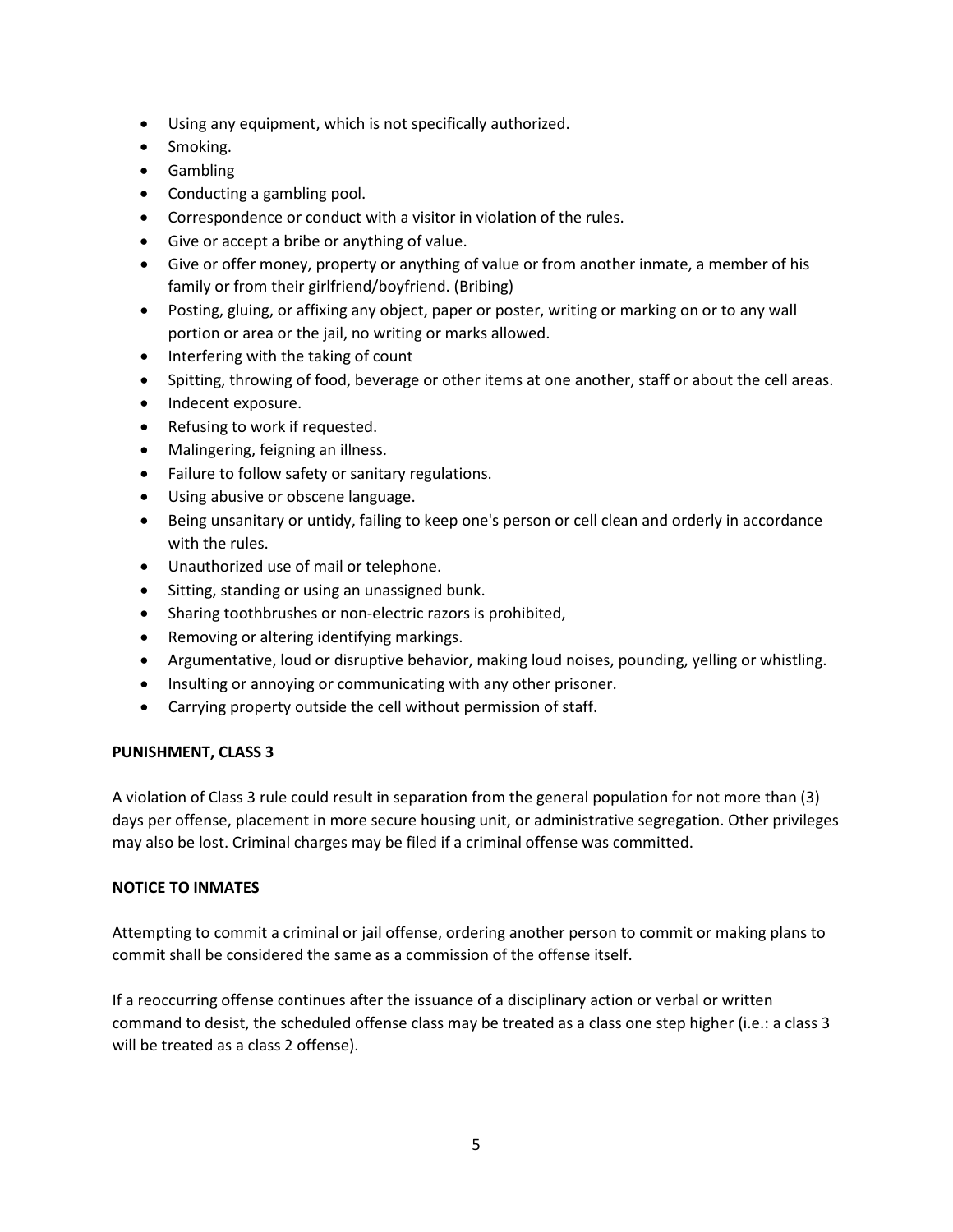- Using any equipment, which is not specifically authorized.
- Smoking.
- Gambling
- Conducting a gambling pool.
- Correspondence or conduct with a visitor in violation of the rules.
- Give or accept a bribe or anything of value.
- Give or offer money, property or anything of value or from another inmate, a member of his family or from their girlfriend/boyfriend. (Bribing)
- Posting, gluing, or affixing any object, paper or poster, writing or marking on or to any wall portion or area or the jail, no writing or marks allowed.
- Interfering with the taking of count
- Spitting, throwing of food, beverage or other items at one another, staff or about the cell areas.
- Indecent exposure.
- Refusing to work if requested.
- Malingering, feigning an illness.
- Failure to follow safety or sanitary regulations.
- Using abusive or obscene language.
- Being unsanitary or untidy, failing to keep one's person or cell clean and orderly in accordance with the rules.
- Unauthorized use of mail or telephone.
- Sitting, standing or using an unassigned bunk.
- Sharing toothbrushes or non-electric razors is prohibited,
- Removing or altering identifying markings.
- Argumentative, loud or disruptive behavior, making loud noises, pounding, yelling or whistling.
- Insulting or annoying or communicating with any other prisoner.
- Carrying property outside the cell without permission of staff.

**PUNISHMENT, CLASS 3**

A violation of Class 3 rule could result in separation from the general population for not more than (3) days per offense, placement in more secure housing unit, or administrative segregation. Other privileges may also be lost. Criminal charges may be filed if a criminal offense was committed.

**NOTICE TO INMATES**

Attempting to commit a criminal or jail offense, ordering another person to commit or making plans to commit shall be considered the same as a commission of the offense itself.

If a reoccurring offense continues after the issuance of a disciplinary action or verbal or written command to desist, the scheduled offense class may be treated as a class one step higher (i.e.: a class 3 will be treated as a class 2 offense).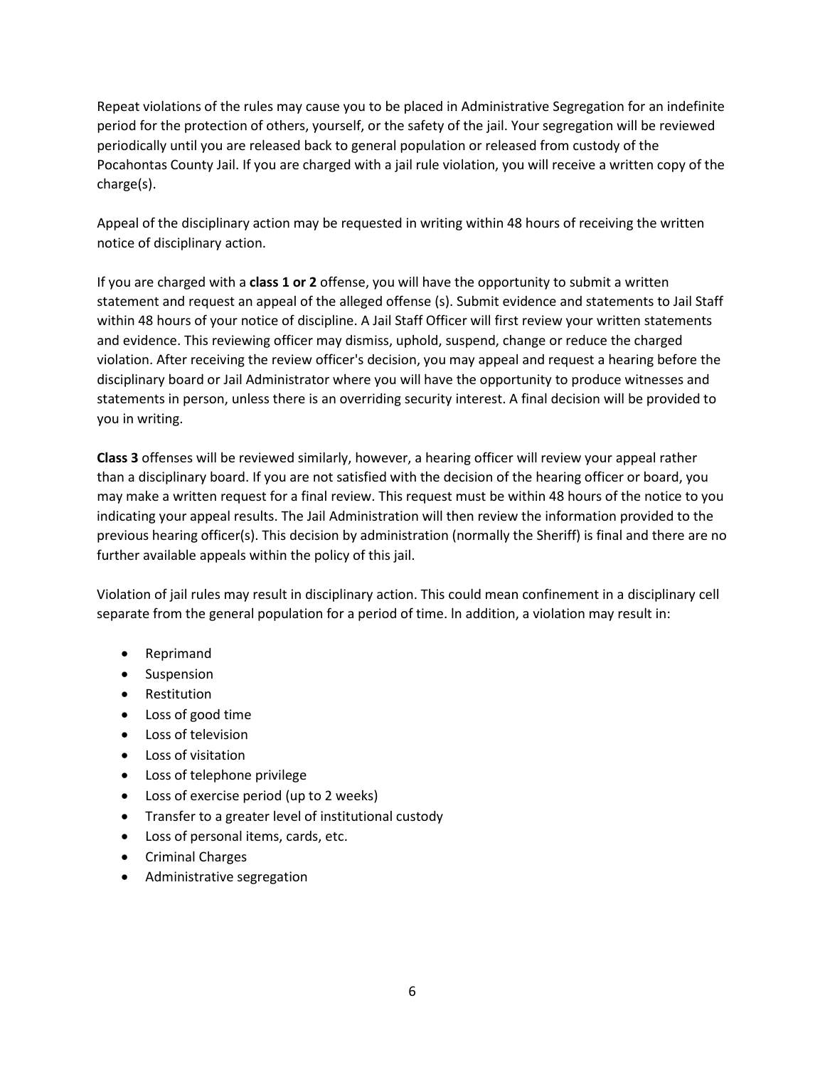Repeat violations of the rules may cause you to be placed in Administrative Segregation for an indefinite period for the protection of others, yourself, or the safety of the jail. Your segregation will be reviewed periodically until you are released back to general population or released from custody of the Pocahontas County Jail. If you are charged with a jail rule violation, you will receive a written copy of the charge(s).

Appeal of the disciplinary action may be requested in writing within 48 hours of receiving the written notice of disciplinary action.

If you are charged with a **class 1 or 2** offense, you will have the opportunity to submit a written statement and request an appeal of the alleged offense (s). Submit evidence and statements to Jail Staff within 48 hours of your notice of discipline. A Jail Staff Officer will first review your written statements and evidence. This reviewing officer may dismiss, uphold, suspend, change or reduce the charged violation. After receiving the review officer's decision, you may appeal and request a hearing before the disciplinary board or Jail Administrator where you will have the opportunity to produce witnesses and statements in person, unless there is an overriding security interest. A final decision will be provided to you in writing.

**Class 3** offenses will be reviewed similarly, however, a hearing officer will review your appeal rather than a disciplinary board. If you are not satisfied with the decision of the hearing officer or board, you may make a written request for a final review. This request must be within 48 hours of the notice to you indicating your appeal results. The Jail Administration will then review the information provided to the previous hearing officer(s). This decision by administration (normally the Sheriff) is final and there are no further available appeals within the policy of this jail.

Violation of jail rules may result in disciplinary action. This could mean confinement in a disciplinary cell separate from the general population for a period of time. In addition, a violation may result in:

- Reprimand
- Suspension
- Restitution
- Loss of good time
- Loss of television
- Loss of visitation
- Loss of telephone privilege
- Loss of exercise period (up to 2 weeks)
- Transfer to a greater level of institutional custody
- Loss of personal items, cards, etc.
- Criminal Charges
- Administrative segregation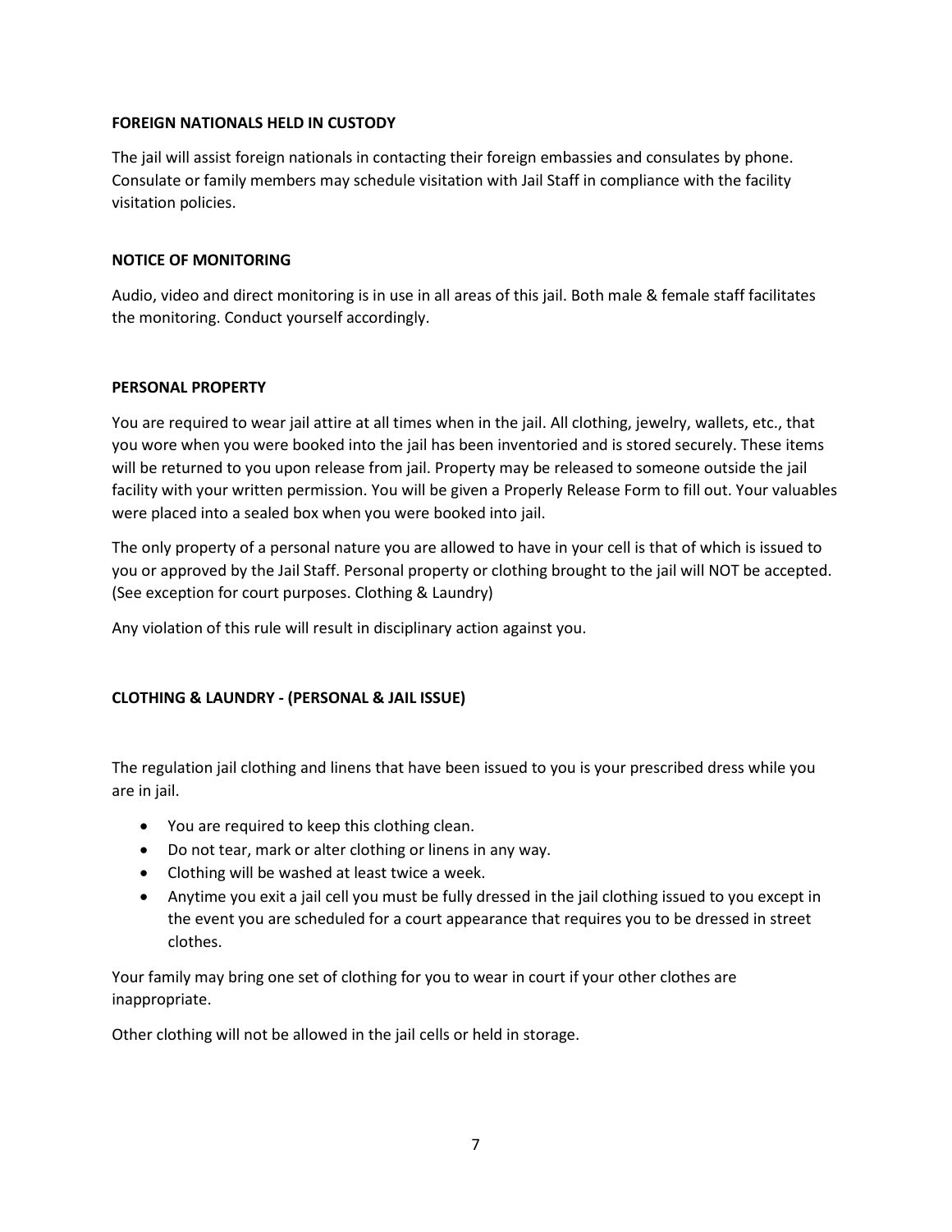**FOREIGN NATIONALS HELD IN CUSTODY**

The jail will assist foreign nationals in contacting their foreign embassies and consulates by phone. Consulate or family members may schedule visitation with Jail Staff in compliance with the facility visitation policies.

**NOTICE OF MONITORING**

Audio, video and direct monitoring is in use in all areas of this jail. Both male & female staff facilitates the monitoring. Conduct yourself accordingly.

**PERSONAL PROPERTY**

You are required to wear jail attire at all times when in the jail. All clothing, jewelry, wallets, etc., that you wore when you were booked into the jail has been inventoried and is stored securely. These items will be returned to you upon release from jail. Property may be released to someone outside the jail facility with your written permission. You will be given a Properly Release Form to fill out. Your valuables were placed into a sealed box when you were booked into jail.

The only property of a personal nature you are allowed to have in your cell is that of which is issued to you or approved by the Jail Staff. Personal property or clothing brought to the jail will NOT be accepted. (See exception for court purposes. Clothing & Laundry)

Any violation of this rule will result in disciplinary action against you.

**CLOTHING & LAUNDRY - (PERSONAL & JAIL ISSUE)**

The regulation jail clothing and linens that have been issued to you is your prescribed dress while you are in jail.

- You are required to keep this clothing clean.
- Do not tear, mark or alter clothing or linens in any way.
- Clothing will be washed at least twice a week.
- Anytime you exit a jail cell you must be fully dressed in the jail clothing issued to you except in the event you are scheduled for a court appearance that requires you to be dressed in street clothes.

Your family may bring one set of clothing for you to wear in court if your other clothes are inappropriate.

Other clothing will not be allowed in the jail cells or held in storage.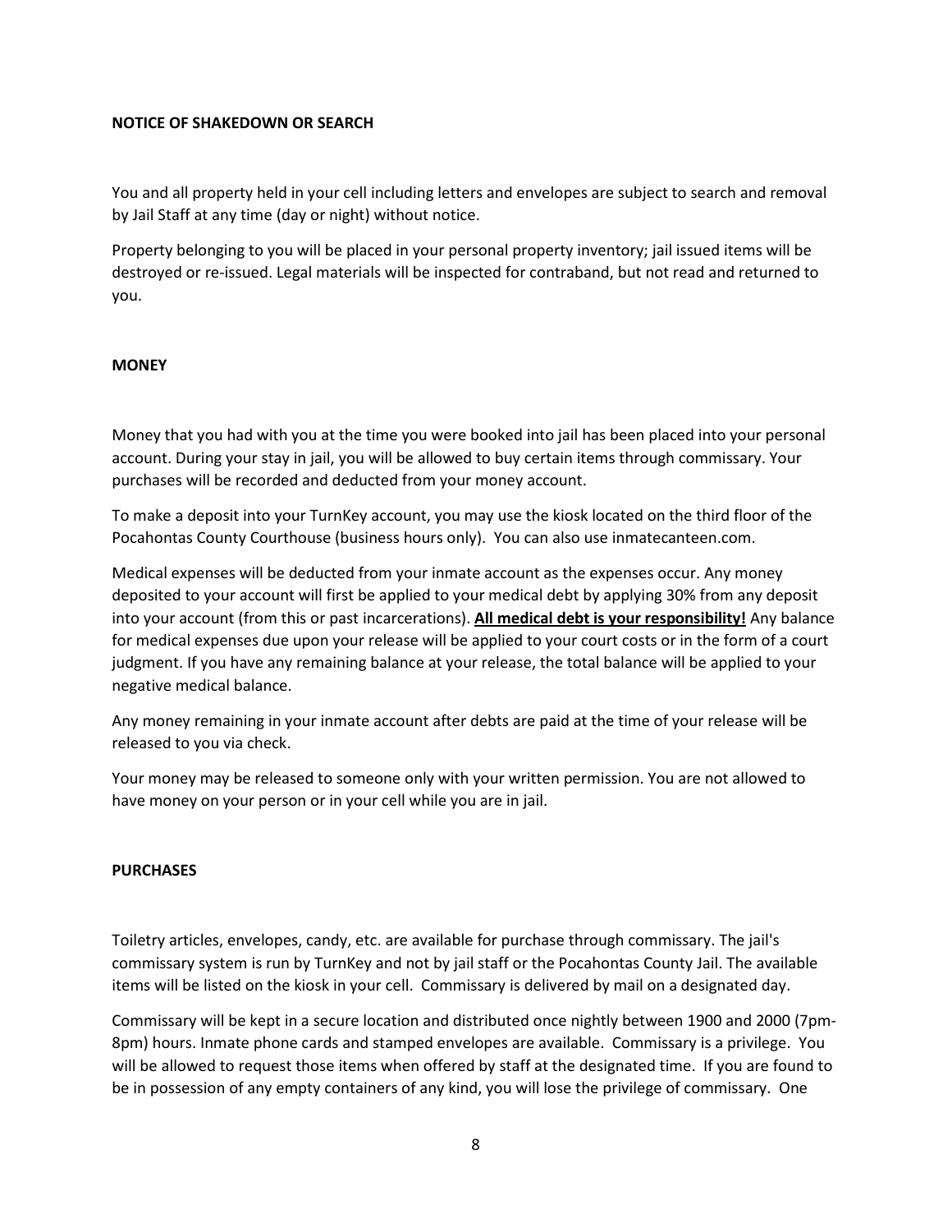## NOTICE OF SHAKEDOWN OR SEARCH

You and all property held in your cell including letters and envelopes are subject to search and removal by Jail Staff at any time (day or night) without notice.

Property belonging to you will be placed in your personal property inventory; jail issued items will be destroyed or re-issued. Legal materials will be inspected for contraband, but not read and returned to you.

## MONEY

Money that you had with you at the time you were booked into jail has been placed into your personal account. During your stay in jail, you will be allowed to buy certain items through commissary. Your purchases will be recorded and deducted from your money account.

To make a deposit into your TurnKey account, you may use the kiosk located on the third floor of the Pocahontas County Courthouse (business hours only). You can also use inmatecanteen.com.

Medical expenses will be deducted from your inmate account as the expenses occur. Any money deposited to your account will first be applied to your medical debt by applying 30% from any deposit into your account (from this or past incarcerations). **<u>All medical debt is your responsibility!</u>** Any balance for medical expenses due upon your release will be applied to your court costs or in the form of a court judgment. If you have any remaining balance at your release, the total balance will be applied to your negative medical balance.

Any money remaining in your inmate account after debts are paid at the time of your release will be released to you via check.

Your money may be released to someone only with your written permission. You are not allowed to have money on your person or in your cell while you are in jail.

## PURCHASES

Toiletry articles, envelopes, candy, etc. are available for purchase through commissary. The jail's commissary system is run by TurnKey and not by jail staff or the Pocahontas County Jail. The available items will be listed on the kiosk in your cell. Commissary is delivered by mail on a designated day.

Commissary will be kept in a secure location and distributed once nightly between 1900 and 2000 (7pm-8pm) hours. Inmate phone cards and stamped envelopes are available. Commissary is a privilege. You will be allowed to request those items when offered by staff at the designated time. If you are found to be in possession of any empty containers of any kind, you will lose the privilege of commissary. One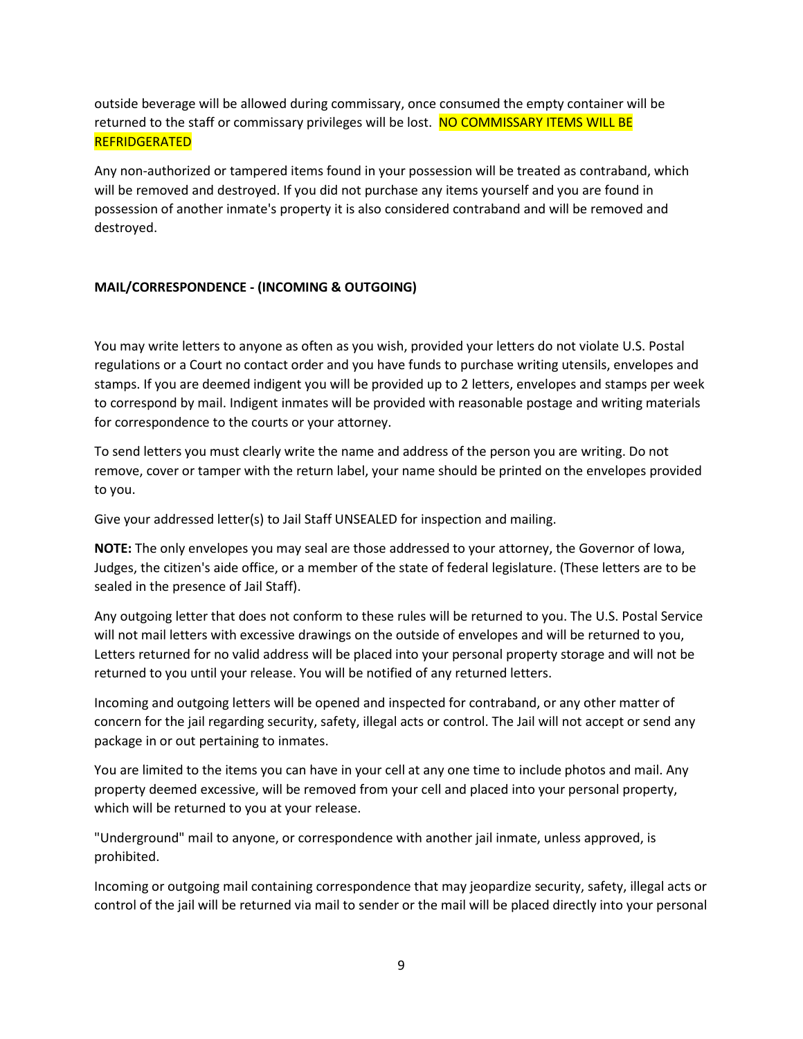outside beverage will be allowed during commissary, once consumed the empty container will be returned to the staff or commissary privileges will be lost. NO COMMISSARY ITEMS WILL BE REFRIDGERATED

Any non-authorized or tampered items found in your possession will be treated as contraband, which will be removed and destroyed. If you did not purchase any items yourself and you are found in possession of another inmate's property it is also considered contraband and will be removed and destroyed.

**MAIL/CORRESPONDENCE - (INCOMING & OUTGOING)**

You may write letters to anyone as often as you wish, provided your letters do not violate U.S. Postal regulations or a Court no contact order and you have funds to purchase writing utensils, envelopes and stamps. If you are deemed indigent you will be provided up to 2 letters, envelopes and stamps per week to correspond by mail. Indigent inmates will be provided with reasonable postage and writing materials for correspondence to the courts or your attorney.

To send letters you must clearly write the name and address of the person you are writing. Do not remove, cover or tamper with the return label, your name should be printed on the envelopes provided to you.

Give your addressed letter(s) to Jail Staff UNSEALED for inspection and mailing.

**NOTE:** The only envelopes you may seal are those addressed to your attorney, the Governor of Iowa, Judges, the citizen's aide office, or a member of the state of federal legislature. (These letters are to be sealed in the presence of Jail Staff).

Any outgoing letter that does not conform to these rules will be returned to you. The U.S. Postal Service will not mail letters with excessive drawings on the outside of envelopes and will be returned to you, Letters returned for no valid address will be placed into your personal property storage and will not be returned to you until your release. You will be notified of any returned letters.

Incoming and outgoing letters will be opened and inspected for contraband, or any other matter of concern for the jail regarding security, safety, illegal acts or control. The Jail will not accept or send any package in or out pertaining to inmates.

You are limited to the items you can have in your cell at any one time to include photos and mail. Any property deemed excessive, will be removed from your cell and placed into your personal property, which will be returned to you at your release.

"Underground" mail to anyone, or correspondence with another jail inmate, unless approved, is prohibited.

Incoming or outgoing mail containing correspondence that may jeopardize security, safety, illegal acts or control of the jail will be returned via mail to sender or the mail will be placed directly into your personal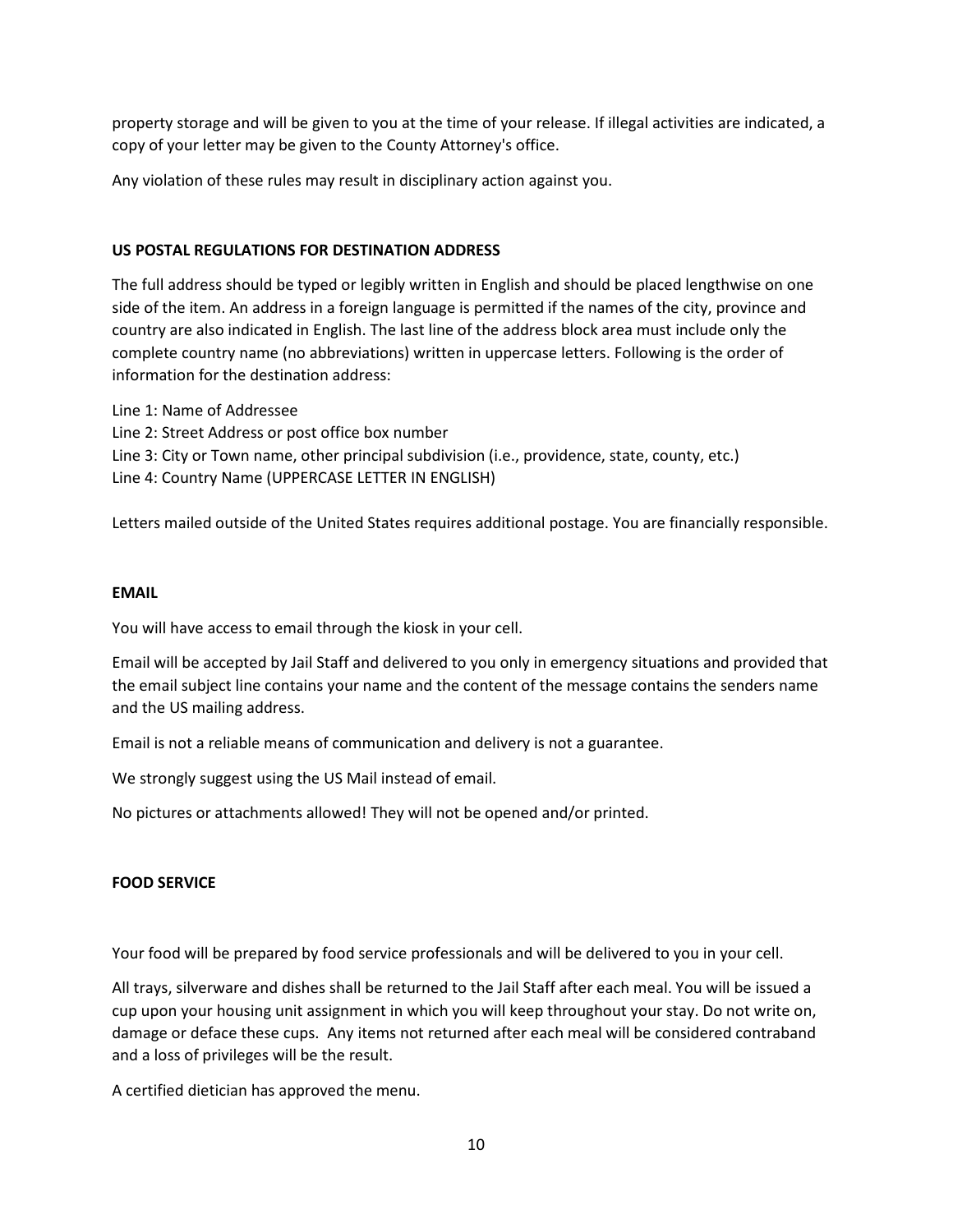property storage and will be given to you at the time of your release. If illegal activities are indicated, a copy of your letter may be given to the County Attorney's office.

Any violation of these rules may result in disciplinary action against you.

**US POSTAL REGULATIONS FOR DESTINATION ADDRESS**

The full address should be typed or legibly written in English and should be placed lengthwise on one side of the item. An address in a foreign language is permitted if the names of the city, province and country are also indicated in English. The last line of the address block area must include only the complete country name (no abbreviations) written in uppercase letters. Following is the order of information for the destination address:

Line 1: Name of Addressee
Line 2: Street Address or post office box number
Line 3: City or Town name, other principal subdivision (i.e., providence, state, county, etc.)
Line 4: Country Name (UPPERCASE LETTER IN ENGLISH)

Letters mailed outside of the United States requires additional postage. You are financially responsible.

**EMAIL**

You will have access to email through the kiosk in your cell.

Email will be accepted by Jail Staff and delivered to you only in emergency situations and provided that the email subject line contains your name and the content of the message contains the senders name and the US mailing address.

Email is not a reliable means of communication and delivery is not a guarantee.

We strongly suggest using the US Mail instead of email.

No pictures or attachments allowed! They will not be opened and/or printed.

**FOOD SERVICE**

Your food will be prepared by food service professionals and will be delivered to you in your cell.

All trays, silverware and dishes shall be returned to the Jail Staff after each meal. You will be issued a cup upon your housing unit assignment in which you will keep throughout your stay. Do not write on, damage or deface these cups. Any items not returned after each meal will be considered contraband and a loss of privileges will be the result.

A certified dietician has approved the menu.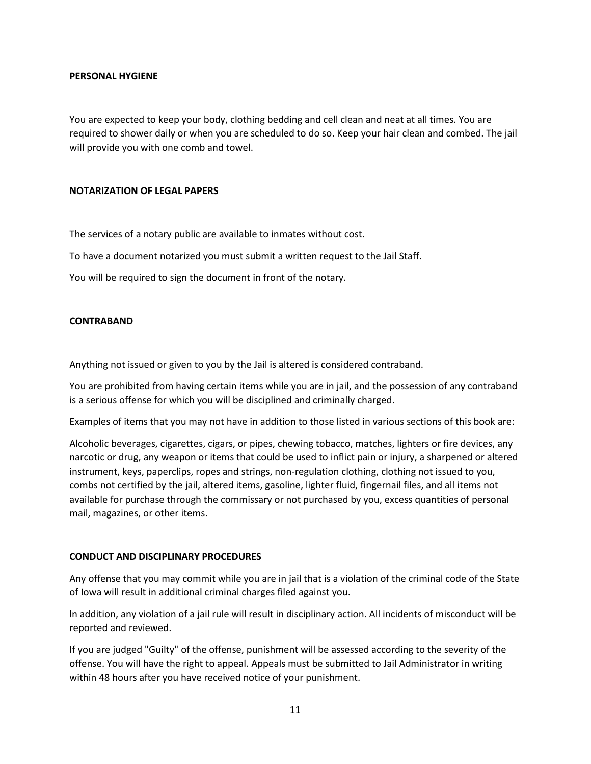**PERSONAL HYGIENE**

You are expected to keep your body, clothing bedding and cell clean and neat at all times. You are required to shower daily or when you are scheduled to do so. Keep your hair clean and combed. The jail will provide you with one comb and towel.

**NOTARIZATION OF LEGAL PAPERS**

The services of a notary public are available to inmates without cost.

To have a document notarized you must submit a written request to the Jail Staff.

You will be required to sign the document in front of the notary.

**CONTRABAND**

Anything not issued or given to you by the Jail is altered is considered contraband.

You are prohibited from having certain items while you are in jail, and the possession of any contraband is a serious offense for which you will be disciplined and criminally charged.

Examples of items that you may not have in addition to those listed in various sections of this book are:

Alcoholic beverages, cigarettes, cigars, or pipes, chewing tobacco, matches, lighters or fire devices, any narcotic or drug, any weapon or items that could be used to inflict pain or injury, a sharpened or altered instrument, keys, paperclips, ropes and strings, non-regulation clothing, clothing not issued to you, combs not certified by the jail, altered items, gasoline, lighter fluid, fingernail files, and all items not available for purchase through the commissary or not purchased by you, excess quantities of personal mail, magazines, or other items.

**CONDUCT AND DISCIPLINARY PROCEDURES**

Any offense that you may commit while you are in jail that is a violation of the criminal code of the State of Iowa will result in additional criminal charges filed against you.

ln addition, any violation of a jail rule will result in disciplinary action. All incidents of misconduct will be reported and reviewed.

If you are judged "Guilty" of the offense, punishment will be assessed according to the severity of the offense. You will have the right to appeal. Appeals must be submitted to Jail Administrator in writing within 48 hours after you have received notice of your punishment.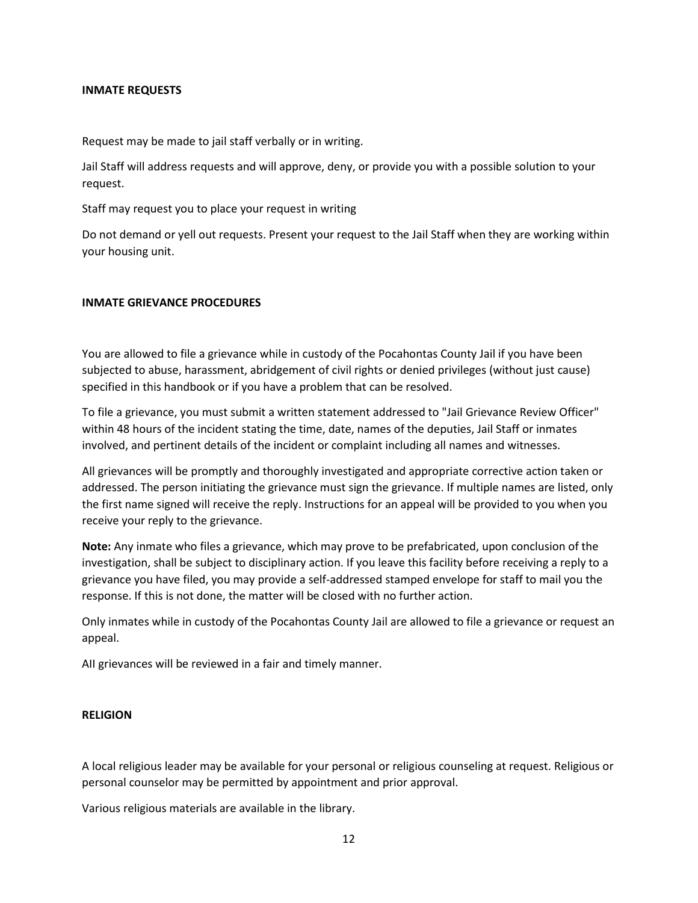## INMATE REQUESTS

Request may be made to jail staff verbally or in writing.

Jail Staff will address requests and will approve, deny, or provide you with a possible solution to your request.

Staff may request you to place your request in writing

Do not demand or yell out requests. Present your request to the Jail Staff when they are working within your housing unit.

## INMATE GRIEVANCE PROCEDURES

You are allowed to file a grievance while in custody of the Pocahontas County Jail if you have been subjected to abuse, harassment, abridgement of civil rights or denied privileges (without just cause) specified in this handbook or if you have a problem that can be resolved.

To file a grievance, you must submit a written statement addressed to "Jail Grievance Review Officer" within 48 hours of the incident stating the time, date, names of the deputies, Jail Staff or inmates involved, and pertinent details of the incident or complaint including all names and witnesses.

All grievances will be promptly and thoroughly investigated and appropriate corrective action taken or addressed. The person initiating the grievance must sign the grievance. If multiple names are listed, only the first name signed will receive the reply. Instructions for an appeal will be provided to you when you receive your reply to the grievance.

**Note:** Any inmate who files a grievance, which may prove to be prefabricated, upon conclusion of the investigation, shall be subject to disciplinary action. If you leave this facility before receiving a reply to a grievance you have filed, you may provide a self-addressed stamped envelope for staff to mail you the response. If this is not done, the matter will be closed with no further action.

Only inmates while in custody of the Pocahontas County Jail are allowed to file a grievance or request an appeal.

AIl grievances will be reviewed in a fair and timely manner.

## RELIGION

A local religious leader may be available for your personal or religious counseling at request. Religious or personal counselor may be permitted by appointment and prior approval.

Various religious materials are available in the library.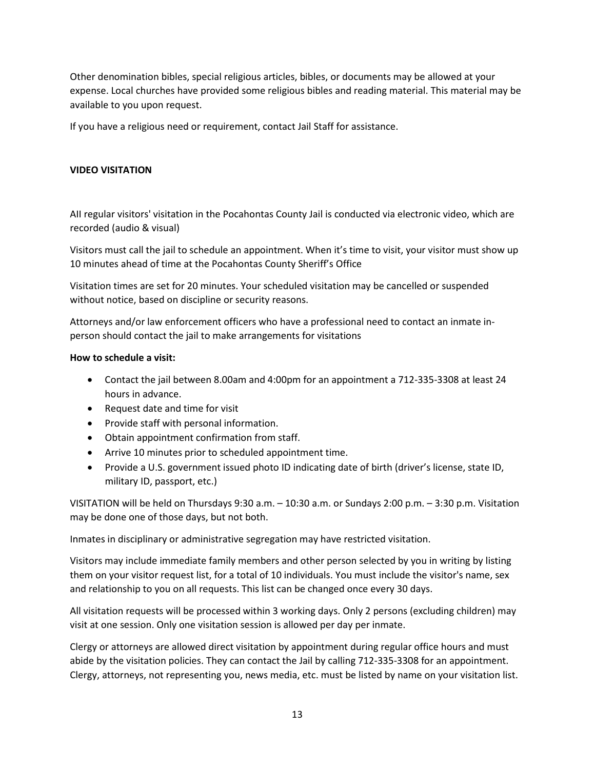Other denomination bibles, special religious articles, bibles, or documents may be allowed at your expense. Local churches have provided some religious bibles and reading material. This material may be available to you upon request.

If you have a religious need or requirement, contact Jail Staff for assistance.

**VIDEO VISITATION**

AII regular visitors' visitation in the Pocahontas County Jail is conducted via electronic video, which are recorded (audio & visual)

Visitors must call the jail to schedule an appointment. When it's time to visit, your visitor must show up 10 minutes ahead of time at the Pocahontas County Sheriff's Office

Visitation times are set for 20 minutes. Your scheduled visitation may be cancelled or suspended without notice, based on discipline or security reasons.

Attorneys and/or law enforcement officers who have a professional need to contact an inmate in-person should contact the jail to make arrangements for visitations

**How to schedule a visit:**

- Contact the jail between 8.00am and 4:00pm for an appointment a 712-335-3308 at least 24 hours in advance.
- Request date and time for visit
- Provide staff with personal information.
- Obtain appointment confirmation from staff.
- Arrive 10 minutes prior to scheduled appointment time.
- Provide a U.S. government issued photo ID indicating date of birth (driver's license, state ID, military ID, passport, etc.)

VISITATION will be held on Thursdays 9:30 a.m. – 10:30 a.m. or Sundays 2:00 p.m. – 3:30 p.m. Visitation may be done one of those days, but not both.

Inmates in disciplinary or administrative segregation may have restricted visitation.

Visitors may include immediate family members and other person selected by you in writing by listing them on your visitor request list, for a total of 10 individuals. You must include the visitor's name, sex and relationship to you on all requests. This list can be changed once every 30 days.

All visitation requests will be processed within 3 working days. Only 2 persons (excluding children) may visit at one session. Only one visitation session is allowed per day per inmate.

Clergy or attorneys are allowed direct visitation by appointment during regular office hours and must abide by the visitation policies. They can contact the Jail by calling 712-335-3308 for an appointment. Clergy, attorneys, not representing you, news media, etc. must be listed by name on your visitation list.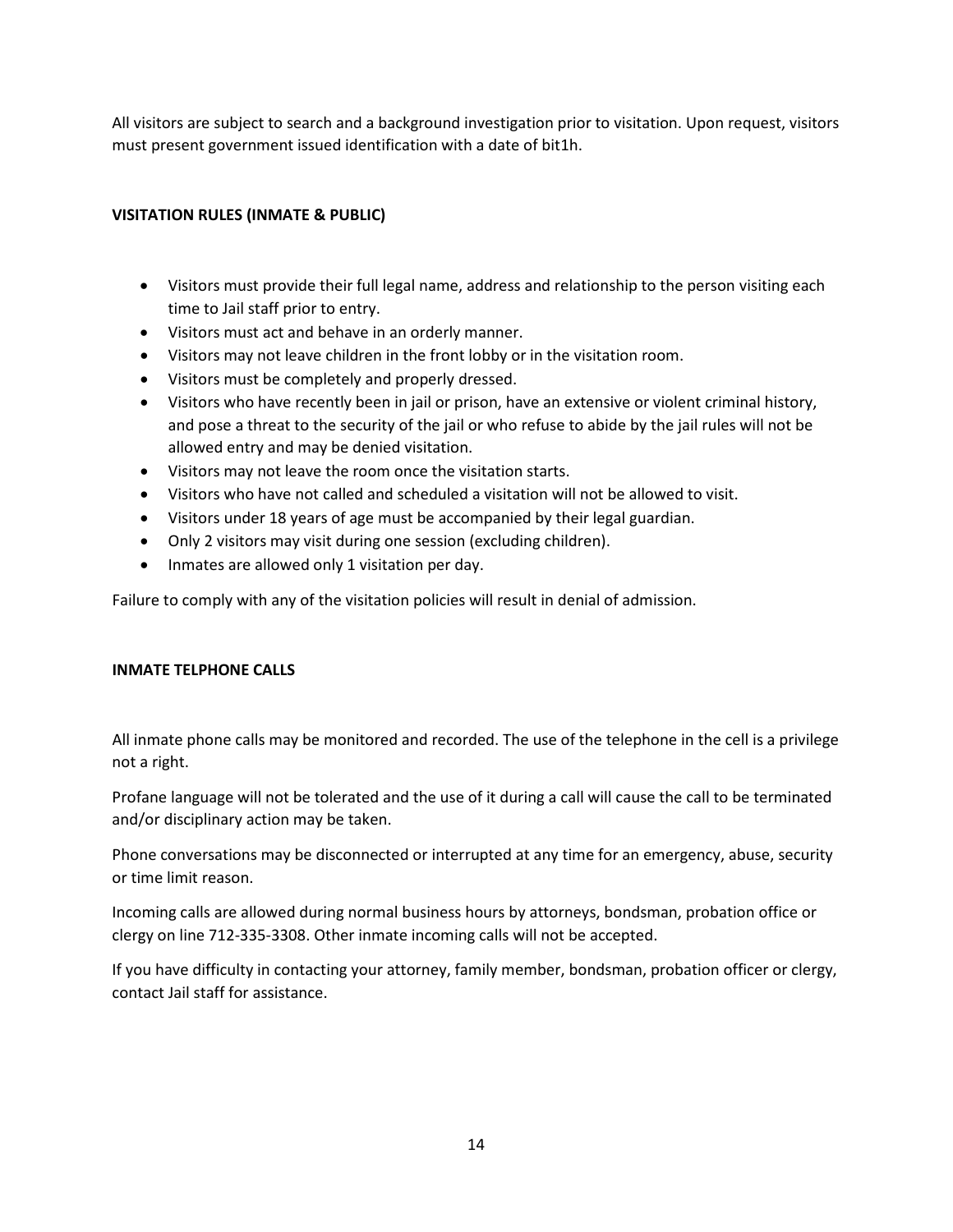All visitors are subject to search and a background investigation prior to visitation. Upon request, visitors must present government issued identification with a date of bit1h.

**VISITATION RULES (INMATE & PUBLIC)**

- Visitors must provide their full legal name, address and relationship to the person visiting each time to Jail staff prior to entry.
- Visitors must act and behave in an orderly manner.
- Visitors may not leave children in the front lobby or in the visitation room.
- Visitors must be completely and properly dressed.
- Visitors who have recently been in jail or prison, have an extensive or violent criminal history, and pose a threat to the security of the jail or who refuse to abide by the jail rules will not be allowed entry and may be denied visitation.
- Visitors may not leave the room once the visitation starts.
- Visitors who have not called and scheduled a visitation will not be allowed to visit.
- Visitors under 18 years of age must be accompanied by their legal guardian.
- Only 2 visitors may visit during one session (excluding children).
- Inmates are allowed only 1 visitation per day.

Failure to comply with any of the visitation policies will result in denial of admission.

**INMATE TELPHONE CALLS**

All inmate phone calls may be monitored and recorded. The use of the telephone in the cell is a privilege not a right.

Profane language will not be tolerated and the use of it during a call will cause the call to be terminated and/or disciplinary action may be taken.

Phone conversations may be disconnected or interrupted at any time for an emergency, abuse, security or time limit reason.

Incoming calls are allowed during normal business hours by attorneys, bondsman, probation office or clergy on line 712-335-3308. Other inmate incoming calls will not be accepted.

If you have difficulty in contacting your attorney, family member, bondsman, probation officer or clergy, contact Jail staff for assistance.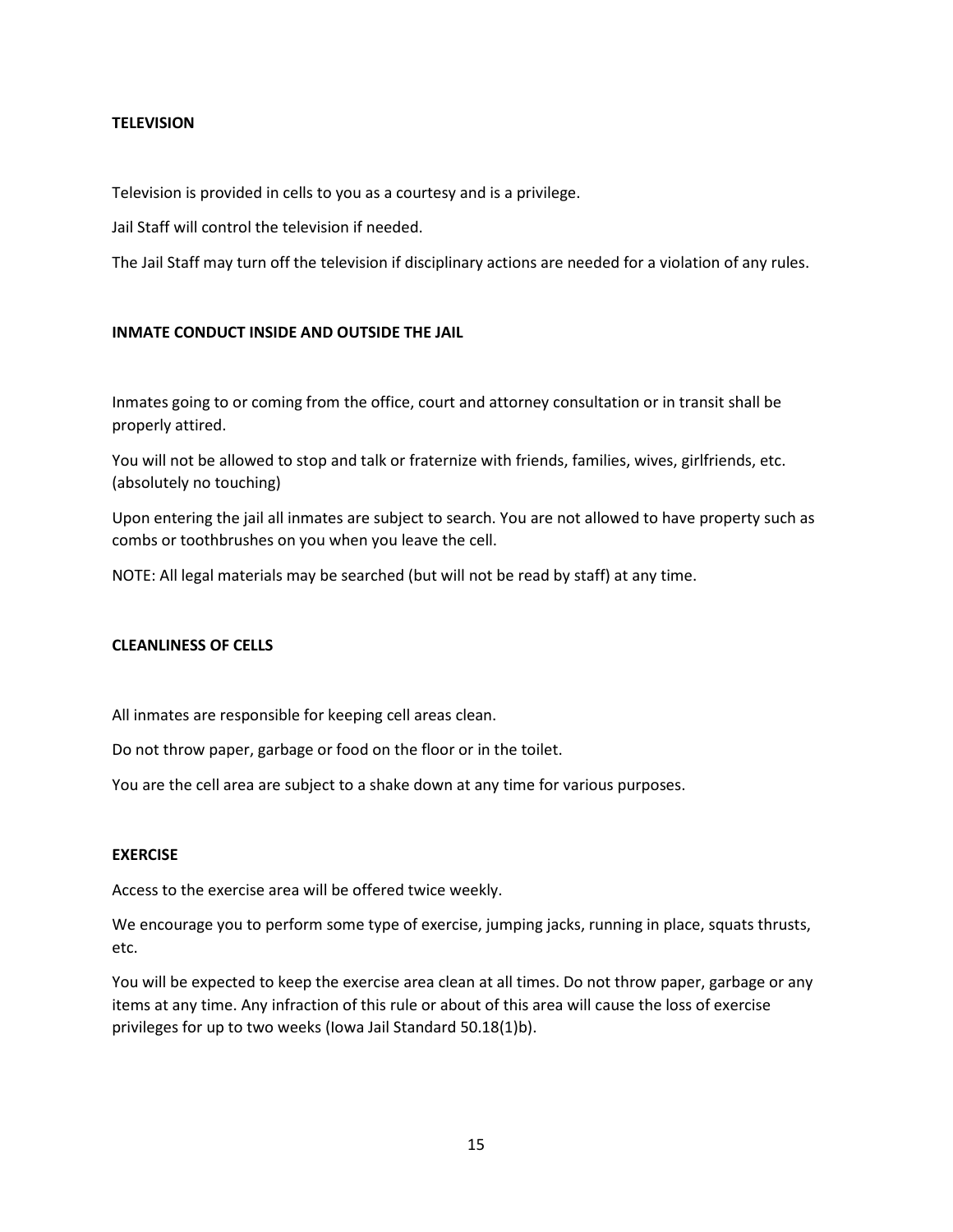## TELEVISION

Television is provided in cells to you as a courtesy and is a privilege.

Jail Staff will control the television if needed.

The Jail Staff may turn off the television if disciplinary actions are needed for a violation of any rules.

## INMATE CONDUCT INSIDE AND OUTSIDE THE JAIL

Inmates going to or coming from the office, court and attorney consultation or in transit shall be properly attired.

You will not be allowed to stop and talk or fraternize with friends, families, wives, girlfriends, etc. (absolutely no touching)

Upon entering the jail all inmates are subject to search. You are not allowed to have property such as combs or toothbrushes on you when you leave the cell.

NOTE: All legal materials may be searched (but will not be read by staff) at any time.

## CLEANLINESS OF CELLS

All inmates are responsible for keeping cell areas clean.

Do not throw paper, garbage or food on the floor or in the toilet.

You are the cell area are subject to a shake down at any time for various purposes.

## EXERCISE

Access to the exercise area will be offered twice weekly.

We encourage you to perform some type of exercise, jumping jacks, running in place, squats thrusts, etc.

You will be expected to keep the exercise area clean at all times. Do not throw paper, garbage or any items at any time. Any infraction of this rule or about of this area will cause the loss of exercise privileges for up to two weeks (Iowa Jail Standard 50.18(1)b).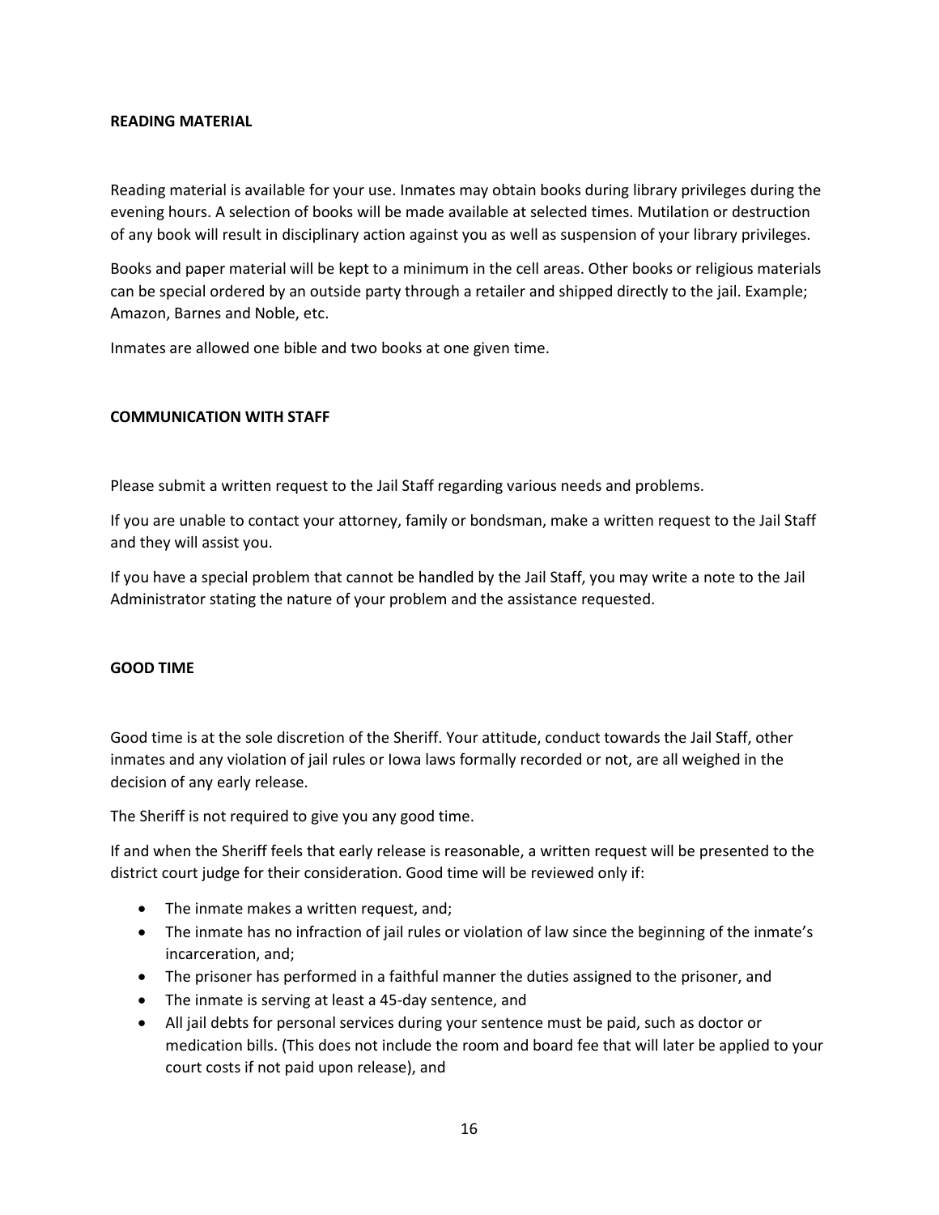## READING MATERIAL

Reading material is available for your use. Inmates may obtain books during library privileges during the evening hours. A selection of books will be made available at selected times. Mutilation or destruction of any book will result in disciplinary action against you as well as suspension of your library privileges.

Books and paper material will be kept to a minimum in the cell areas. Other books or religious materials can be special ordered by an outside party through a retailer and shipped directly to the jail. Example; Amazon, Barnes and Noble, etc.

Inmates are allowed one bible and two books at one given time.

## COMMUNICATION WITH STAFF

Please submit a written request to the Jail Staff regarding various needs and problems.

If you are unable to contact your attorney, family or bondsman, make a written request to the Jail Staff and they will assist you.

If you have a special problem that cannot be handled by the Jail Staff, you may write a note to the Jail Administrator stating the nature of your problem and the assistance requested.

## GOOD TIME

Good time is at the sole discretion of the Sheriff. Your attitude, conduct towards the Jail Staff, other inmates and any violation of jail rules or Iowa laws formally recorded or not, are all weighed in the decision of any early release.

The Sheriff is not required to give you any good time.

If and when the Sheriff feels that early release is reasonable, a written request will be presented to the district court judge for their consideration. Good time will be reviewed only if:

- The inmate makes a written request, and;
- The inmate has no infraction of jail rules or violation of law since the beginning of the inmate's incarceration, and;
- The prisoner has performed in a faithful manner the duties assigned to the prisoner, and
- The inmate is serving at least a 45-day sentence, and
- All jail debts for personal services during your sentence must be paid, such as doctor or medication bills. (This does not include the room and board fee that will later be applied to your court costs if not paid upon release), and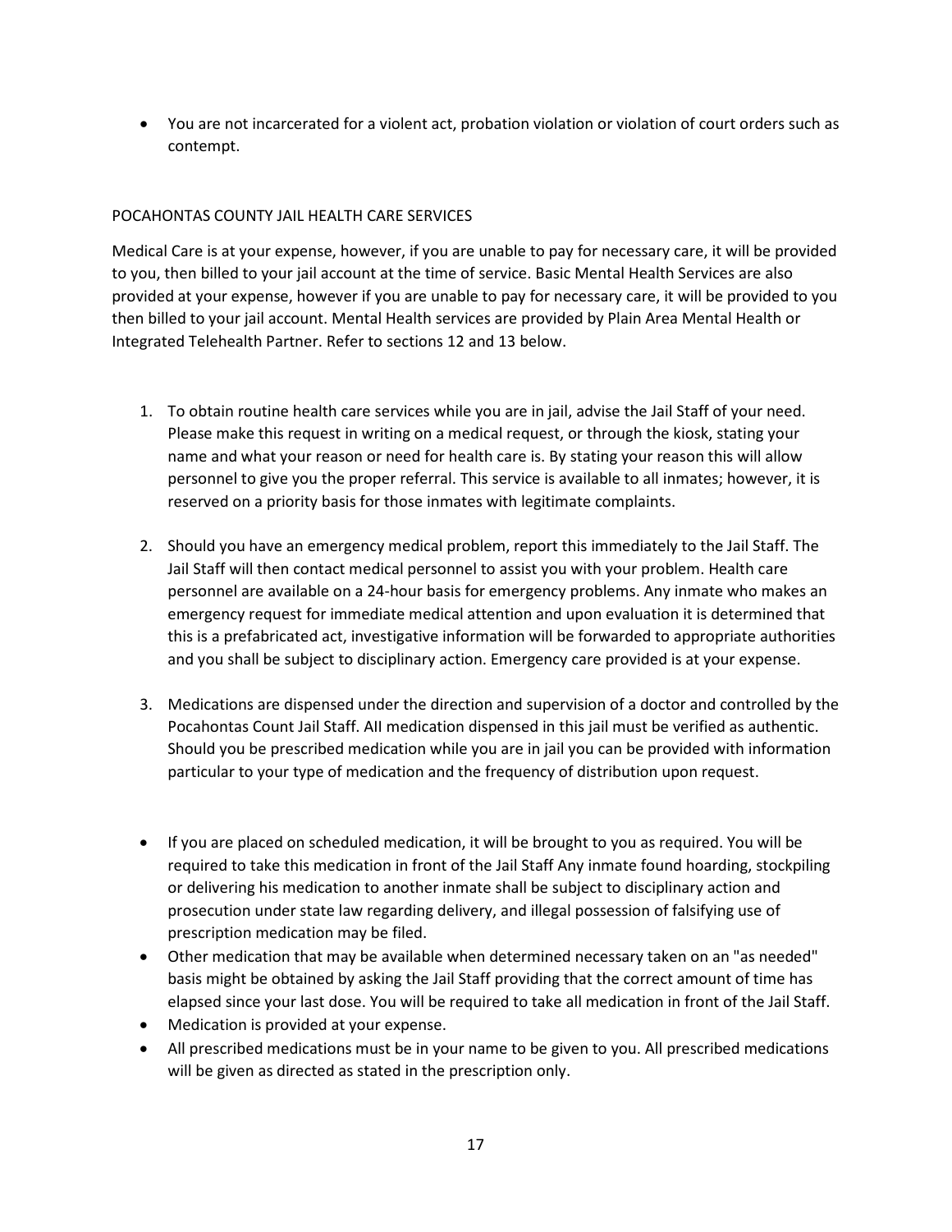- You are not incarcerated for a violent act, probation violation or violation of court orders such as contempt.

## POCAHONTAS COUNTY JAIL HEALTH CARE SERVICES

Medical Care is at your expense, however, if you are unable to pay for necessary care, it will be provided to you, then billed to your jail account at the time of service. Basic Mental Health Services are also provided at your expense, however if you are unable to pay for necessary care, it will be provided to you then billed to your jail account. Mental Health services are provided by Plain Area Mental Health or Integrated Telehealth Partner. Refer to sections 12 and 13 below.

1. To obtain routine health care services while you are in jail, advise the Jail Staff of your need. Please make this request in writing on a medical request, or through the kiosk, stating your name and what your reason or need for health care is. By stating your reason this will allow personnel to give you the proper referral. This service is available to all inmates; however, it is reserved on a priority basis for those inmates with legitimate complaints.

2. Should you have an emergency medical problem, report this immediately to the Jail Staff. The Jail Staff will then contact medical personnel to assist you with your problem. Health care personnel are available on a 24-hour basis for emergency problems. Any inmate who makes an emergency request for immediate medical attention and upon evaluation it is determined that this is a prefabricated act, investigative information will be forwarded to appropriate authorities and you shall be subject to disciplinary action. Emergency care provided is at your expense.

3. Medications are dispensed under the direction and supervision of a doctor and controlled by the Pocahontas Count Jail Staff. AII medication dispensed in this jail must be verified as authentic. Should you be prescribed medication while you are in jail you can be provided with information particular to your type of medication and the frequency of distribution upon request.

- If you are placed on scheduled medication, it will be brought to you as required. You will be required to take this medication in front of the Jail Staff Any inmate found hoarding, stockpiling or delivering his medication to another inmate shall be subject to disciplinary action and prosecution under state law regarding delivery, and illegal possession of falsifying use of prescription medication may be filed.
- Other medication that may be available when determined necessary taken on an "as needed" basis might be obtained by asking the Jail Staff providing that the correct amount of time has elapsed since your last dose. You will be required to take all medication in front of the Jail Staff.
- Medication is provided at your expense.
- All prescribed medications must be in your name to be given to you. All prescribed medications will be given as directed as stated in the prescription only.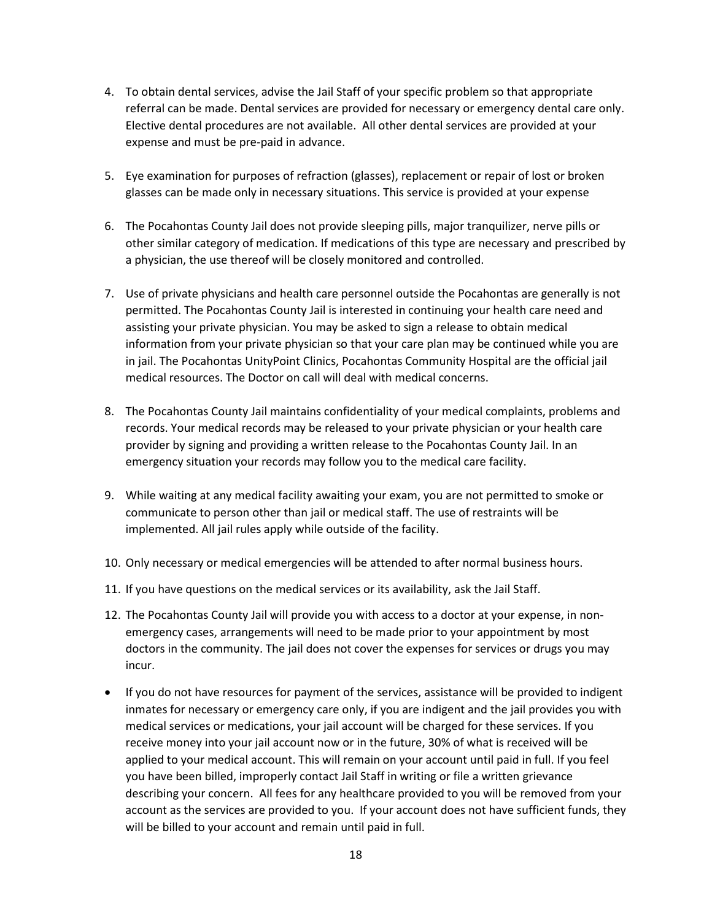4. To obtain dental services, advise the Jail Staff of your specific problem so that appropriate referral can be made. Dental services are provided for necessary or emergency dental care only. Elective dental procedures are not available. All other dental services are provided at your expense and must be pre-paid in advance.

5. Eye examination for purposes of refraction (glasses), replacement or repair of lost or broken glasses can be made only in necessary situations. This service is provided at your expense

6. The Pocahontas County Jail does not provide sleeping pills, major tranquilizer, nerve pills or other similar category of medication. If medications of this type are necessary and prescribed by a physician, the use thereof will be closely monitored and controlled.

7. Use of private physicians and health care personnel outside the Pocahontas are generally is not permitted. The Pocahontas County Jail is interested in continuing your health care need and assisting your private physician. You may be asked to sign a release to obtain medical information from your private physician so that your care plan may be continued while you are in jail. The Pocahontas UnityPoint Clinics, Pocahontas Community Hospital are the official jail medical resources. The Doctor on call will deal with medical concerns.

8. The Pocahontas County Jail maintains confidentiality of your medical complaints, problems and records. Your medical records may be released to your private physician or your health care provider by signing and providing a written release to the Pocahontas County Jail. In an emergency situation your records may follow you to the medical care facility.

9. While waiting at any medical facility awaiting your exam, you are not permitted to smoke or communicate to person other than jail or medical staff. The use of restraints will be implemented. All jail rules apply while outside of the facility.

10. Only necessary or medical emergencies will be attended to after normal business hours.

11. If you have questions on the medical services or its availability, ask the Jail Staff.

12. The Pocahontas County Jail will provide you with access to a doctor at your expense, in non-emergency cases, arrangements will need to be made prior to your appointment by most doctors in the community. The jail does not cover the expenses for services or drugs you may incur.

- If you do not have resources for payment of the services, assistance will be provided to indigent inmates for necessary or emergency care only, if you are indigent and the jail provides you with medical services or medications, your jail account will be charged for these services. If you receive money into your jail account now or in the future, 30% of what is received will be applied to your medical account. This will remain on your account until paid in full. If you feel you have been billed, improperly contact Jail Staff in writing or file a written grievance describing your concern. All fees for any healthcare provided to you will be removed from your account as the services are provided to you. If your account does not have sufficient funds, they will be billed to your account and remain until paid in full.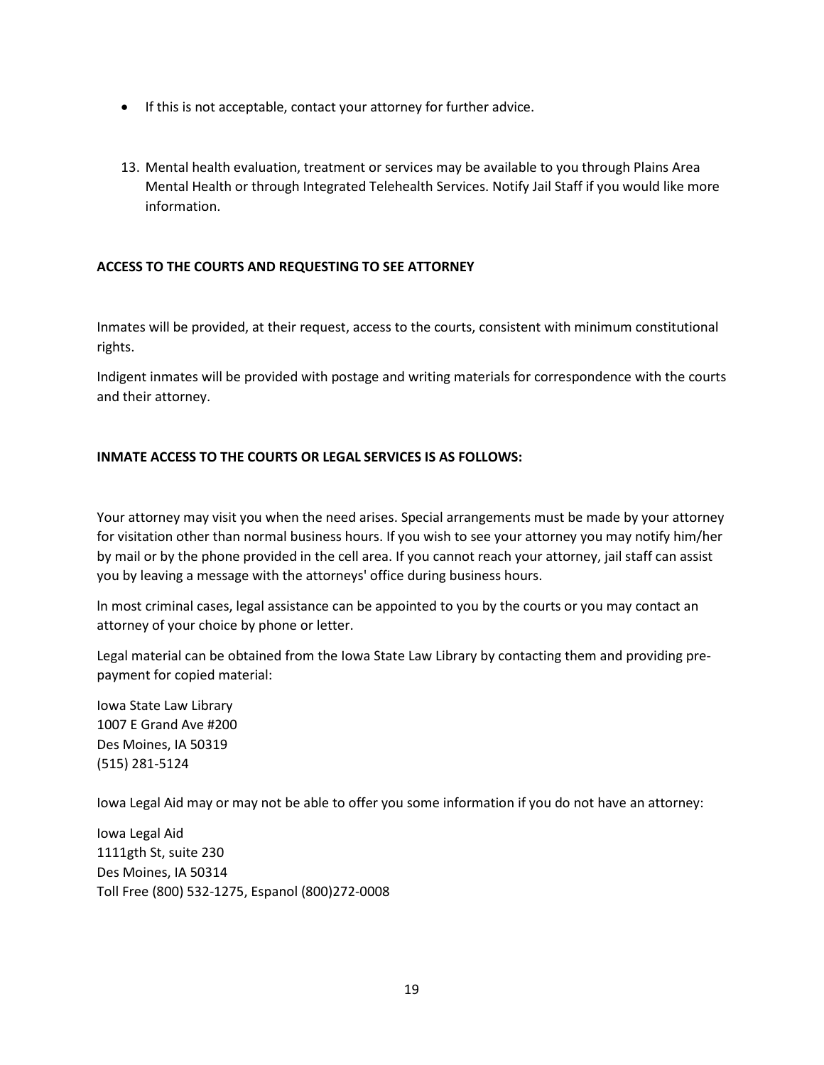- If this is not acceptable, contact your attorney for further advice.

13. Mental health evaluation, treatment or services may be available to you through Plains Area Mental Health or through Integrated Telehealth Services. Notify Jail Staff if you would like more information.

**ACCESS TO THE COURTS AND REQUESTING TO SEE ATTORNEY**

Inmates will be provided, at their request, access to the courts, consistent with minimum constitutional rights.

Indigent inmates will be provided with postage and writing materials for correspondence with the courts and their attorney.

**INMATE ACCESS TO THE COURTS OR LEGAL SERVICES IS AS FOLLOWS:**

Your attorney may visit you when the need arises. Special arrangements must be made by your attorney for visitation other than normal business hours. If you wish to see your attorney you may notify him/her by mail or by the phone provided in the cell area. If you cannot reach your attorney, jail staff can assist you by leaving a message with the attorneys' office during business hours.

ln most criminal cases, legal assistance can be appointed to you by the courts or you may contact an attorney of your choice by phone or letter.

Legal material can be obtained from the Iowa State Law Library by contacting them and providing pre-payment for copied material:

Iowa State Law Library
1007 E Grand Ave #200
Des Moines, IA 50319
(515) 281-5124

Iowa Legal Aid may or may not be able to offer you some information if you do not have an attorney:

Iowa Legal Aid
1111gth St, suite 230
Des Moines, IA 50314
Toll Free (800) 532-1275, Espanol (800)272-0008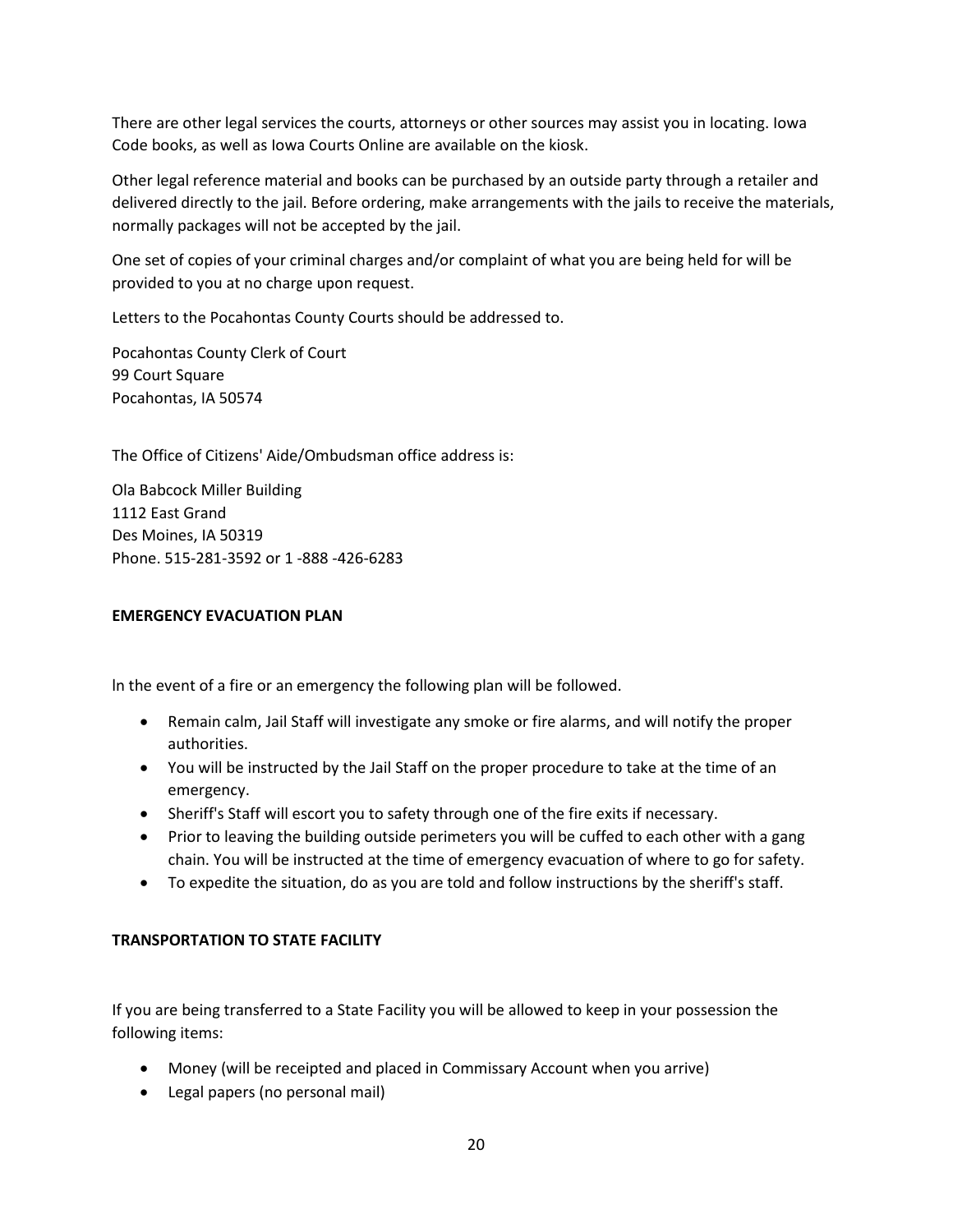There are other legal services the courts, attorneys or other sources may assist you in locating. Iowa Code books, as well as Iowa Courts Online are available on the kiosk.

Other legal reference material and books can be purchased by an outside party through a retailer and delivered directly to the jail. Before ordering, make arrangements with the jails to receive the materials, normally packages will not be accepted by the jail.

One set of copies of your criminal charges and/or complaint of what you are being held for will be provided to you at no charge upon request.

Letters to the Pocahontas County Courts should be addressed to.

Pocahontas County Clerk of Court
99 Court Square
Pocahontas, IA 50574

The Office of Citizens' Aide/Ombudsman office address is:

Ola Babcock Miller Building
1112 East Grand
Des Moines, IA 50319
Phone. 515-281-3592 or 1 -888 -426-6283

**EMERGENCY EVACUATION PLAN**

ln the event of a fire or an emergency the following plan will be followed.

- Remain calm, Jail Staff will investigate any smoke or fire alarms, and will notify the proper authorities.
- You will be instructed by the Jail Staff on the proper procedure to take at the time of an emergency.
- Sheriff's Staff will escort you to safety through one of the fire exits if necessary.
- Prior to leaving the building outside perimeters you will be cuffed to each other with a gang chain. You will be instructed at the time of emergency evacuation of where to go for safety.
- To expedite the situation, do as you are told and follow instructions by the sheriff's staff.

**TRANSPORTATION TO STATE FACILITY**

If you are being transferred to a State Facility you will be allowed to keep in your possession the following items:

- Money (will be receipted and placed in Commissary Account when you arrive)
- Legal papers (no personal mail)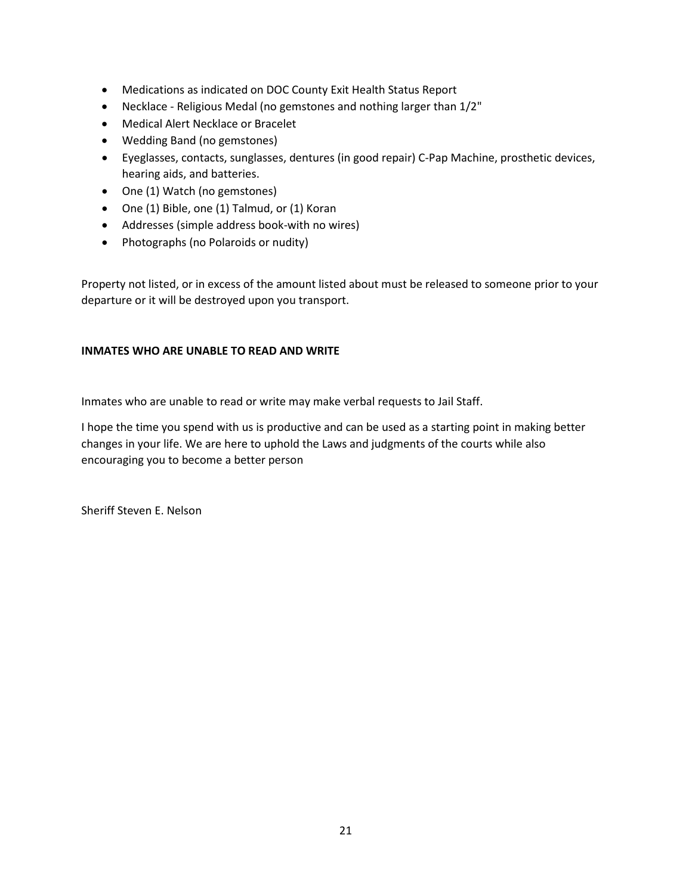- Medications as indicated on DOC County Exit Health Status Report
- Necklace - Religious Medal (no gemstones and nothing larger than 1/2"
- Medical Alert Necklace or Bracelet
- Wedding Band (no gemstones)
- Eyeglasses, contacts, sunglasses, dentures (in good repair) C-Pap Machine, prosthetic devices, hearing aids, and batteries.
- One (1) Watch (no gemstones)
- One (1) Bible, one (1) Talmud, or (1) Koran
- Addresses (simple address book-with no wires)
- Photographs (no Polaroids or nudity)

Property not listed, or in excess of the amount listed about must be released to someone prior to your departure or it will be destroyed upon you transport.

**INMATES WHO ARE UNABLE TO READ AND WRITE**

Inmates who are unable to read or write may make verbal requests to Jail Staff.

I hope the time you spend with us is productive and can be used as a starting point in making better changes in your life. We are here to uphold the Laws and judgments of the courts while also encouraging you to become a better person

Sheriff Steven E. Nelson